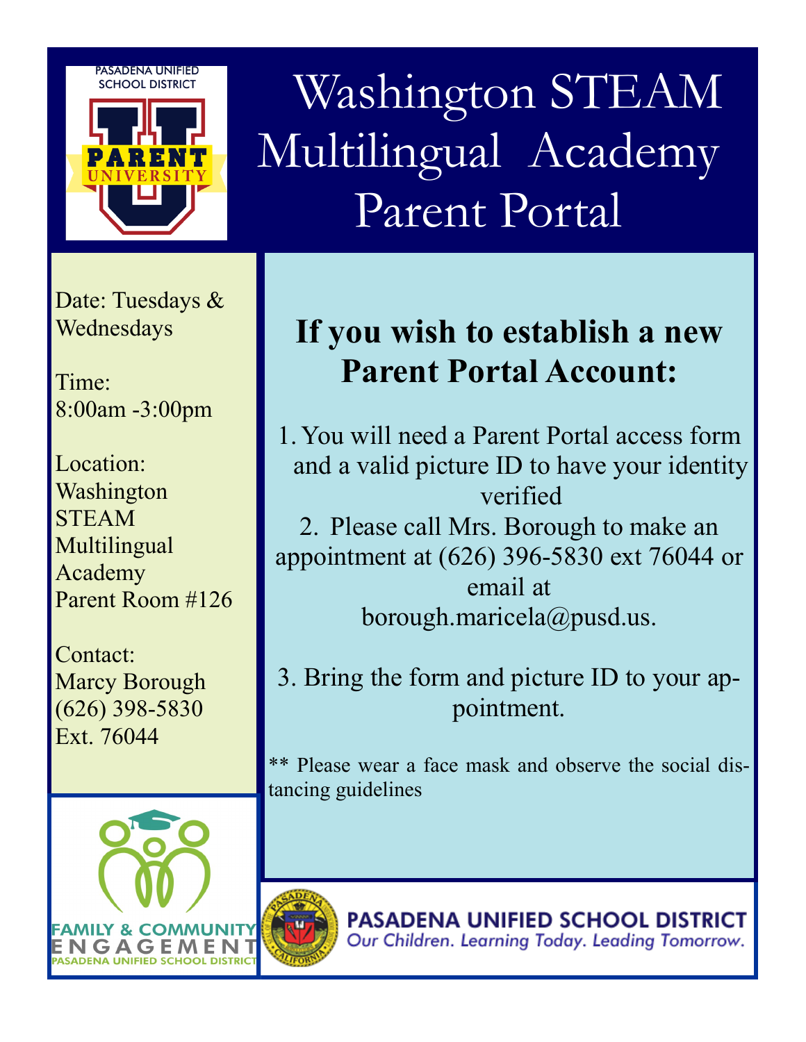# Washington STEAM Multilingual Academy Parent Portal

Date: Tuesdays & Wednesdays

Time: 8:00am -3:00pm

Location: Washington STEAM Multilingual Academy Parent Room #126

Contact: Marcy Borough (626) 398-5830 Ext. 76044

## If you wish to establish a new Parent Portal Account:

1. You will need a Parent Portal access form and a valid picture ID to have your identity verified
2. Please call Mrs. Borough to make an appointment at (626) 396-5830 ext 76044 or email at borough.maricela@pusd.us.
3. Bring the form and picture ID to your appointment.

** Please wear a face mask and observe the social distancing guidelines

FAMILY & COMMUNITY ENGAGEMENT PASADENA UNIFIED SCHOOL DISTRICT

PASADENA UNIFIED SCHOOL DISTRICT
*Our Children. Learning Today. Leading Tomorrow.*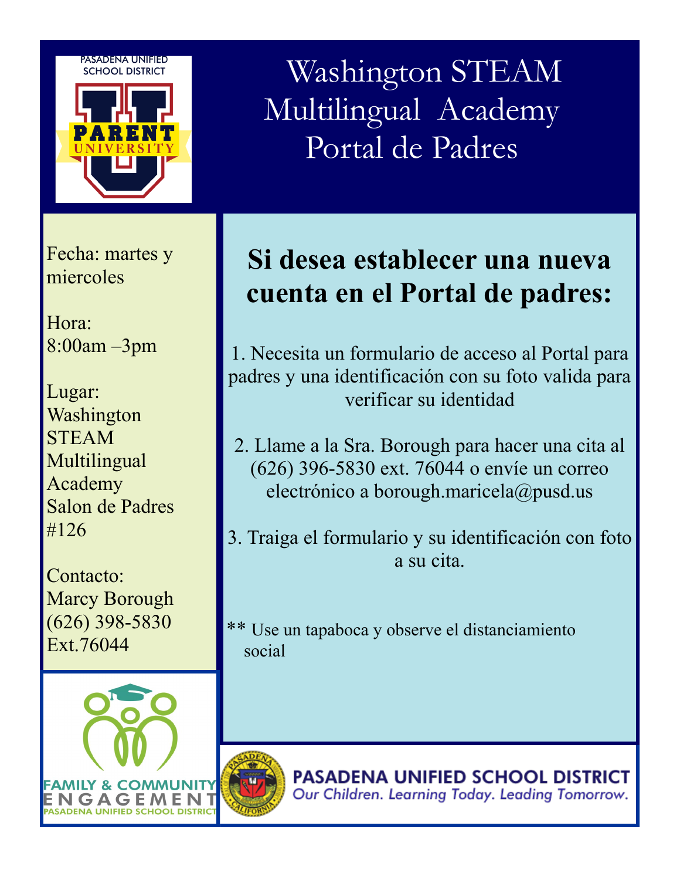# Washington STEAM Multilingual Academy Portal de Padres

Fecha: martes y miercoles

Hora:
8:00am –3pm

Lugar:
Washington STEAM Multilingual Academy
Salon de Padres #126

Contacto:
Marcy Borough
(626) 398-5830
Ext.76044

## Si desea establecer una nueva cuenta en el Portal de padres:

1. Necesita un formulario de acceso al Portal para padres y una identificación con su foto valida para verificar su identidad

2. Llame a la Sra. Borough para hacer una cita al (626) 396-5830 ext. 76044 o envíe un correo electrónico a borough.maricela@pusd.us

3. Traiga el formulario y su identificación con foto a su cita.

** Use un tapaboca y observe el distanciamiento social

FAMILY & COMMUNITY ENGAGEMENT
PASADENA UNIFIED SCHOOL DISTRICT

PASADENA UNIFIED SCHOOL DISTRICT
*Our Children. Learning Today. Leading Tomorrow.*